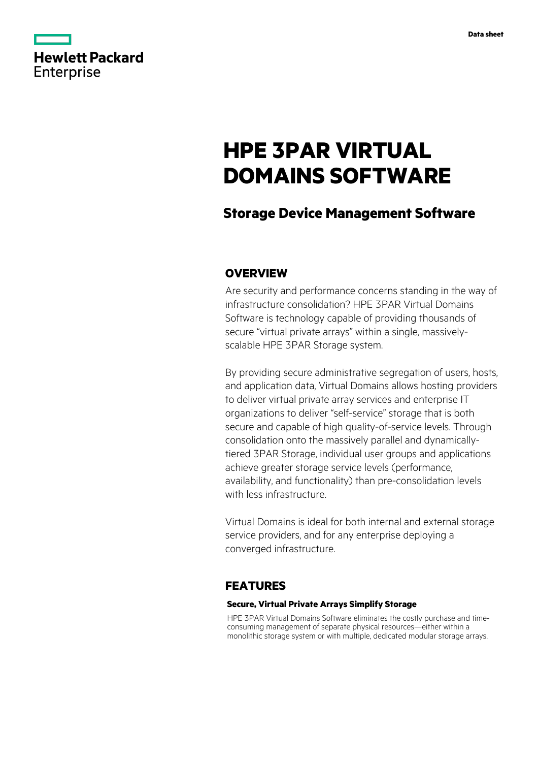Hewlett Packard Enterprise

Data sheet

# HPE 3PAR VIRTUAL DOMAINS SOFTWARE

## Storage Device Management Software

## OVERVIEW

Are security and performance concerns standing in the way of infrastructure consolidation? HPE 3PAR Virtual Domains Software is technology capable of providing thousands of secure "virtual private arrays" within a single, massively-scalable HPE 3PAR Storage system.

By providing secure administrative segregation of users, hosts, and application data, Virtual Domains allows hosting providers to deliver virtual private array services and enterprise IT organizations to deliver "self-service" storage that is both secure and capable of high quality-of-service levels. Through consolidation onto the massively parallel and dynamically-tiered 3PAR Storage, individual user groups and applications achieve greater storage service levels (performance, availability, and functionality) than pre-consolidation levels with less infrastructure.

Virtual Domains is ideal for both internal and external storage service providers, and for any enterprise deploying a converged infrastructure.

## FEATURES

### Secure, Virtual Private Arrays Simplify Storage

HPE 3PAR Virtual Domains Software eliminates the costly purchase and time-consuming management of separate physical resources—either within a monolithic storage system or with multiple, dedicated modular storage arrays.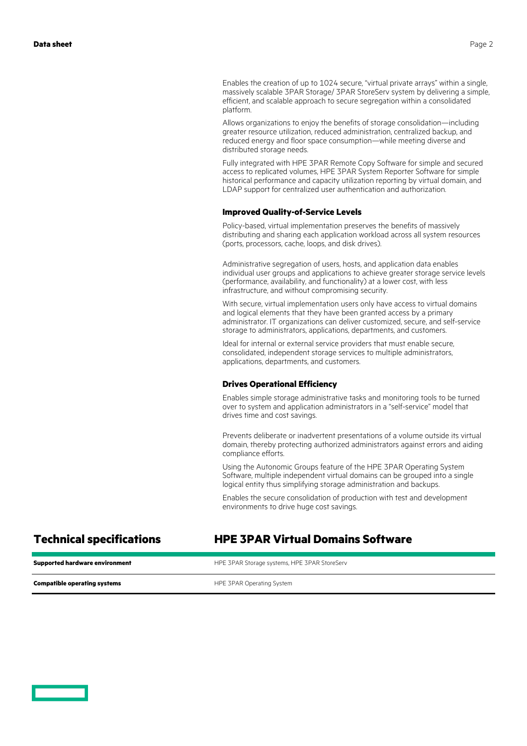Enables the creation of up to 1024 secure, "virtual private arrays" within a single, massively scalable 3PAR Storage/ 3PAR StoreServ system by delivering a simple, efficient, and scalable approach to secure segregation within a consolidated platform.

Allows organizations to enjoy the benefits of storage consolidation—including greater resource utilization, reduced administration, centralized backup, and reduced energy and floor space consumption—while meeting diverse and distributed storage needs.

Fully integrated with HPE 3PAR Remote Copy Software for simple and secured access to replicated volumes, HPE 3PAR System Reporter Software for simple historical performance and capacity utilization reporting by virtual domain, and LDAP support for centralized user authentication and authorization.

### Improved Quality-of-Service Levels

Policy-based, virtual implementation preserves the benefits of massively distributing and sharing each application workload across all system resources (ports, processors, cache, loops, and disk drives).

Administrative segregation of users, hosts, and application data enables individual user groups and applications to achieve greater storage service levels (performance, availability, and functionality) at a lower cost, with less infrastructure, and without compromising security.

With secure, virtual implementation users only have access to virtual domains and logical elements that they have been granted access by a primary administrator. IT organizations can deliver customized, secure, and self-service storage to administrators, applications, departments, and customers.

Ideal for internal or external service providers that must enable secure, consolidated, independent storage services to multiple administrators, applications, departments, and customers.

### Drives Operational Efficiency

Enables simple storage administrative tasks and monitoring tools to be turned over to system and application administrators in a "self-service" model that drives time and cost savings.

Prevents deliberate or inadvertent presentations of a volume outside its virtual domain, thereby protecting authorized administrators against errors and aiding compliance efforts.

Using the Autonomic Groups feature of the HPE 3PAR Operating System Software, multiple independent virtual domains can be grouped into a single logical entity thus simplifying storage administration and backups.

Enables the secure consolidation of production with test and development environments to drive huge cost savings.

## Technical specifications

| | HPE 3PAR Virtual Domains Software |
|---|---|
| **Supported hardware environment** | HPE 3PAR Storage systems, HPE 3PAR StoreServ |
| **Compatible operating systems** | HPE 3PAR Operating System |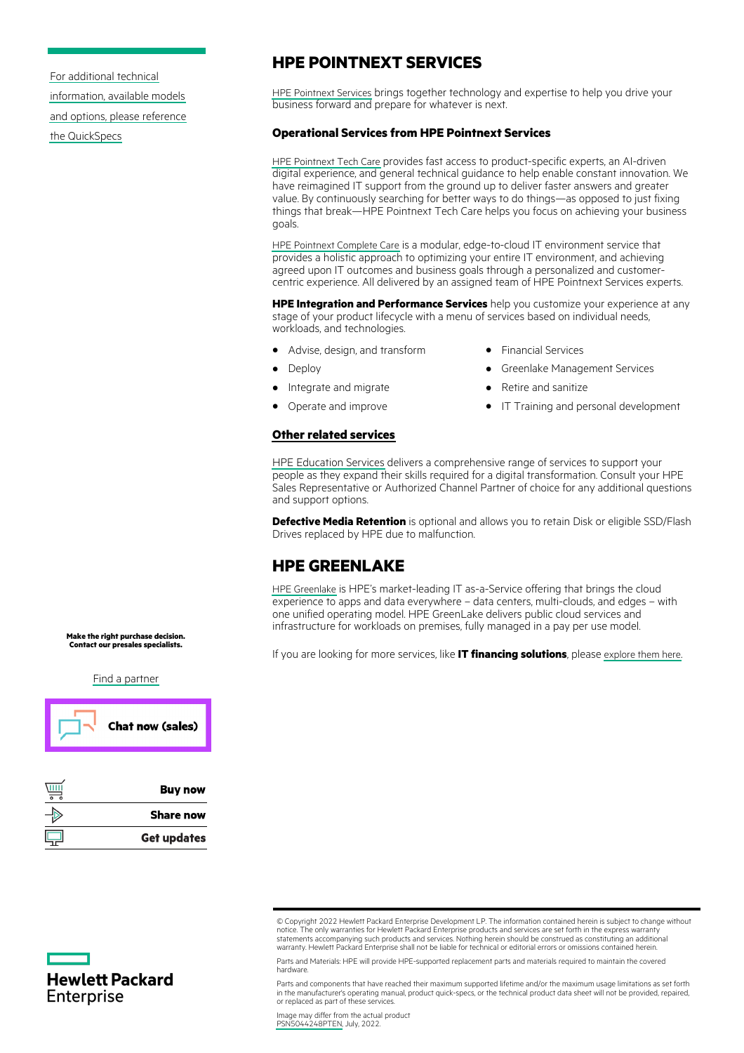For additional technical information, available models and options, please reference the QuickSpecs

## HPE POINTNEXT SERVICES

HPE Pointnext Services brings together technology and expertise to help you drive your business forward and prepare for whatever is next.

### Operational Services from HPE Pointnext Services

HPE Pointnext Tech Care provides fast access to product-specific experts, an AI-driven digital experience, and general technical guidance to help enable constant innovation. We have reimagined IT support from the ground up to deliver faster answers and greater value. By continuously searching for better ways to do things—as opposed to just fixing things that break—HPE Pointnext Tech Care helps you focus on achieving your business goals.

HPE Pointnext Complete Care is a modular, edge-to-cloud IT environment service that provides a holistic approach to optimizing your entire IT environment, and achieving agreed upon IT outcomes and business goals through a personalized and customer-centric experience. All delivered by an assigned team of HPE Pointnext Services experts.

**HPE Integration and Performance Services** help you customize your experience at any stage of your product lifecycle with a menu of services based on individual needs, workloads, and technologies.

- Advise, design, and transform
- Deploy
- Integrate and migrate
- Operate and improve
- Financial Services
- Greenlake Management Services
- Retire and sanitize
- IT Training and personal development

### Other related services

HPE Education Services delivers a comprehensive range of services to support your people as they expand their skills required for a digital transformation. Consult your HPE Sales Representative or Authorized Channel Partner of choice for any additional questions and support options.

**Defective Media Retention** is optional and allows you to retain Disk or eligible SSD/Flash Drives replaced by HPE due to malfunction.

## HPE GREENLAKE

HPE Greenlake is HPE's market-leading IT as-a-Service offering that brings the cloud experience to apps and data everywhere – data centers, multi-clouds, and edges – with one unified operating model. HPE GreenLake delivers public cloud services and infrastructure for workloads on premises, fully managed in a pay per use model.

If you are looking for more services, like **IT financing solutions**, please explore them here.

**Make the right purchase decision. Contact our presales specialists.**

Find a partner

**Chat now (sales)**

**Buy now**

**Share now**

**Get updates**

Hewlett Packard Enterprise

© Copyright 2022 Hewlett Packard Enterprise Development LP. The information contained herein is subject to change without notice. The only warranties for Hewlett Packard Enterprise products and services are set forth in the express warranty statements accompanying such products and services. Nothing herein should be construed as constituting an additional warranty. Hewlett Packard Enterprise shall not be liable for technical or editorial errors or omissions contained herein.

Parts and Materials: HPE will provide HPE-supported replacement parts and materials required to maintain the covered hardware.

Parts and components that have reached their maximum supported lifetime and/or the maximum usage limitations as set forth in the manufacturer's operating manual, product quick-specs, or the technical product data sheet will not be provided, repaired, or replaced as part of these services.

Image may differ from the actual product
PSN5044248PTEN, July, 2022.